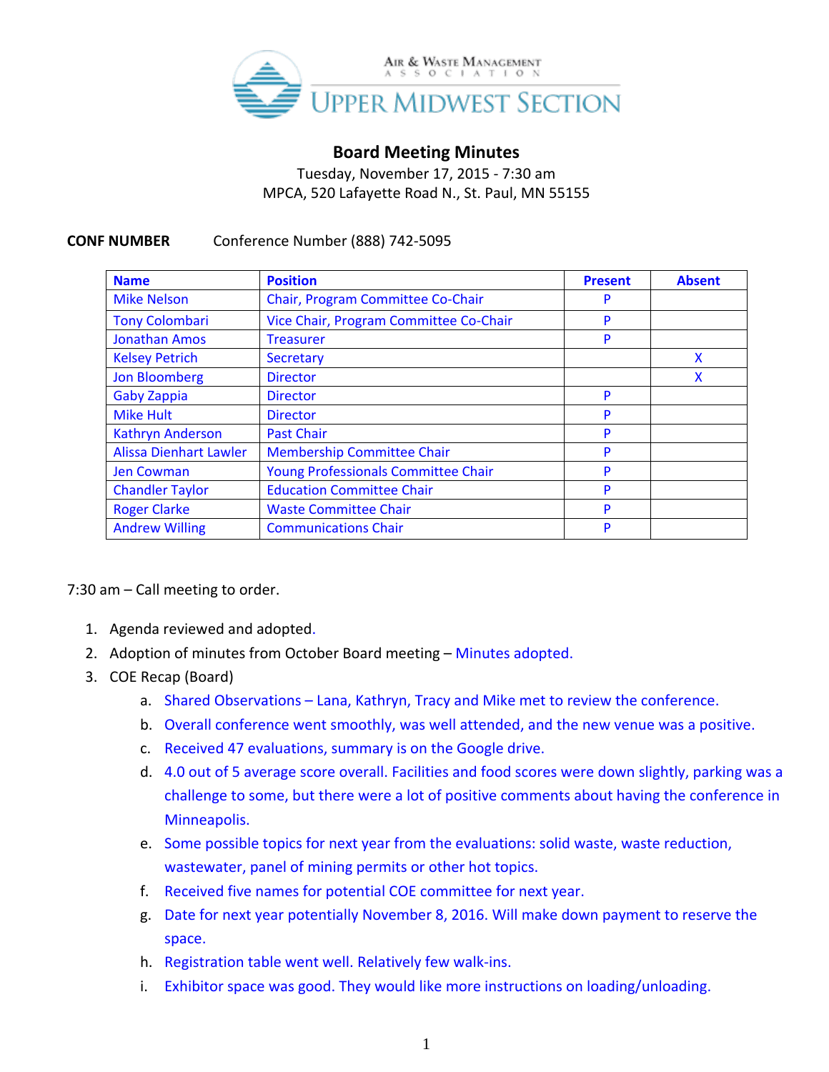Air & Waste Management Association

UPPER MIDWEST SECTION

# Board Meeting Minutes

Tuesday, November 17, 2015 - 7:30 am
MPCA, 520 Lafayette Road N., St. Paul, MN 55155

**CONF NUMBER** Conference Number (888) 742-5095

| Name | Position | Present | Absent |
|---|---|---|---|
| Mike Nelson | Chair, Program Committee Co-Chair | P | |
| Tony Colombari | Vice Chair, Program Committee Co-Chair | P | |
| Jonathan Amos | Treasurer | P | |
| Kelsey Petrich | Secretary | | X |
| Jon Bloomberg | Director | | X |
| Gaby Zappia | Director | P | |
| Mike Hult | Director | P | |
| Kathryn Anderson | Past Chair | P | |
| Alissa Dienhart Lawler | Membership Committee Chair | P | |
| Jen Cowman | Young Professionals Committee Chair | P | |
| Chandler Taylor | Education Committee Chair | P | |
| Roger Clarke | Waste Committee Chair | P | |
| Andrew Willing | Communications Chair | P | |

7:30 am – Call meeting to order.

1. Agenda reviewed and adopted.
2. Adoption of minutes from October Board meeting – Minutes adopted.
3. COE Recap (Board)
   a. Shared Observations – Lana, Kathryn, Tracy and Mike met to review the conference.
   b. Overall conference went smoothly, was well attended, and the new venue was a positive.
   c. Received 47 evaluations, summary is on the Google drive.
   d. 4.0 out of 5 average score overall. Facilities and food scores were down slightly, parking was a challenge to some, but there were a lot of positive comments about having the conference in Minneapolis.
   e. Some possible topics for next year from the evaluations: solid waste, waste reduction, wastewater, panel of mining permits or other hot topics.
   f. Received five names for potential COE committee for next year.
   g. Date for next year potentially November 8, 2016. Will make down payment to reserve the space.
   h. Registration table went well. Relatively few walk-ins.
   i. Exhibitor space was good. They would like more instructions on loading/unloading.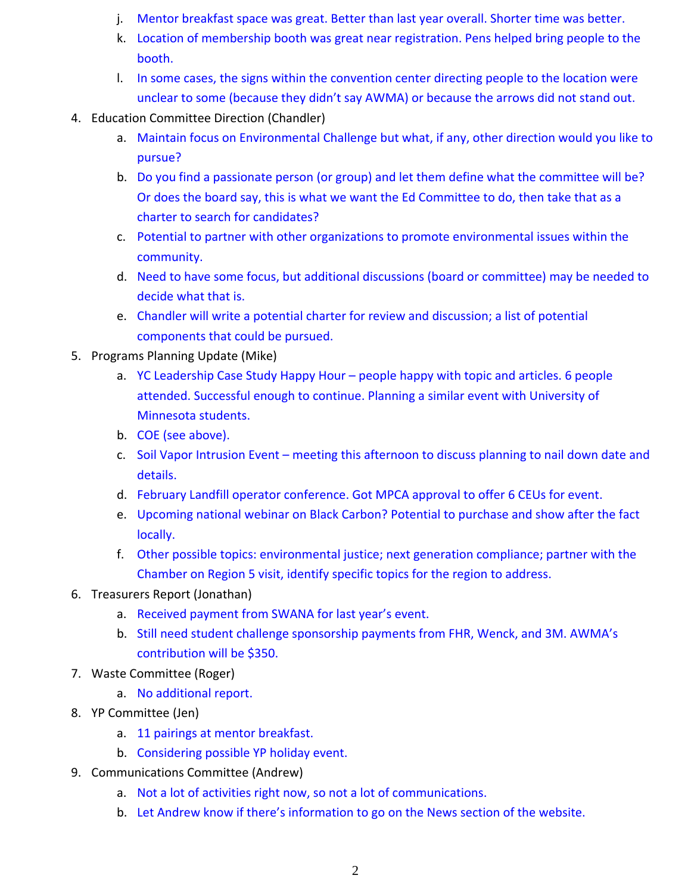j. Mentor breakfast space was great. Better than last year overall. Shorter time was better.
   k. Location of membership booth was great near registration. Pens helped bring people to the booth.
   l. In some cases, the signs within the convention center directing people to the location were unclear to some (because they didn't say AWMA) or because the arrows did not stand out.

4. Education Committee Direction (Chandler)
   a. Maintain focus on Environmental Challenge but what, if any, other direction would you like to pursue?
   b. Do you find a passionate person (or group) and let them define what the committee will be? Or does the board say, this is what we want the Ed Committee to do, then take that as a charter to search for candidates?
   c. Potential to partner with other organizations to promote environmental issues within the community.
   d. Need to have some focus, but additional discussions (board or committee) may be needed to decide what that is.
   e. Chandler will write a potential charter for review and discussion; a list of potential components that could be pursued.
5. Programs Planning Update (Mike)
   a. YC Leadership Case Study Happy Hour – people happy with topic and articles. 6 people attended. Successful enough to continue. Planning a similar event with University of Minnesota students.
   b. COE (see above).
   c. Soil Vapor Intrusion Event – meeting this afternoon to discuss planning to nail down date and details.
   d. February Landfill operator conference. Got MPCA approval to offer 6 CEUs for event.
   e. Upcoming national webinar on Black Carbon? Potential to purchase and show after the fact locally.
   f. Other possible topics: environmental justice; next generation compliance; partner with the Chamber on Region 5 visit, identify specific topics for the region to address.
6. Treasurers Report (Jonathan)
   a. Received payment from SWANA for last year's event.
   b. Still need student challenge sponsorship payments from FHR, Wenck, and 3M. AWMA's contribution will be $350.
7. Waste Committee (Roger)
   a. No additional report.
8. YP Committee (Jen)
   a. 11 pairings at mentor breakfast.
   b. Considering possible YP holiday event.
9. Communications Committee (Andrew)
   a. Not a lot of activities right now, so not a lot of communications.
   b. Let Andrew know if there's information to go on the News section of the website.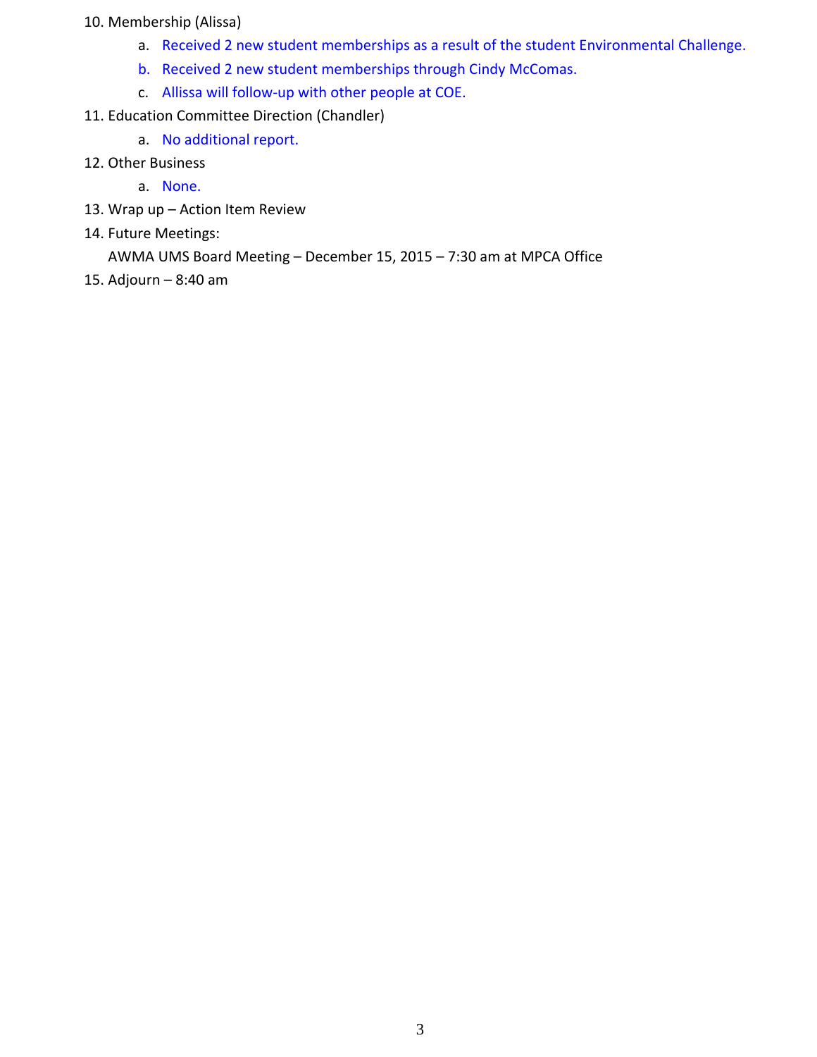10. Membership (Alissa)
    a. Received 2 new student memberships as a result of the student Environmental Challenge.
    b. Received 2 new student memberships through Cindy McComas.
    c. Allissa will follow-up with other people at COE.
11. Education Committee Direction (Chandler)
    a. No additional report.
12. Other Business
    a. None.
13. Wrap up – Action Item Review
14. Future Meetings:
    AWMA UMS Board Meeting – December 15, 2015 – 7:30 am at MPCA Office
15. Adjourn – 8:40 am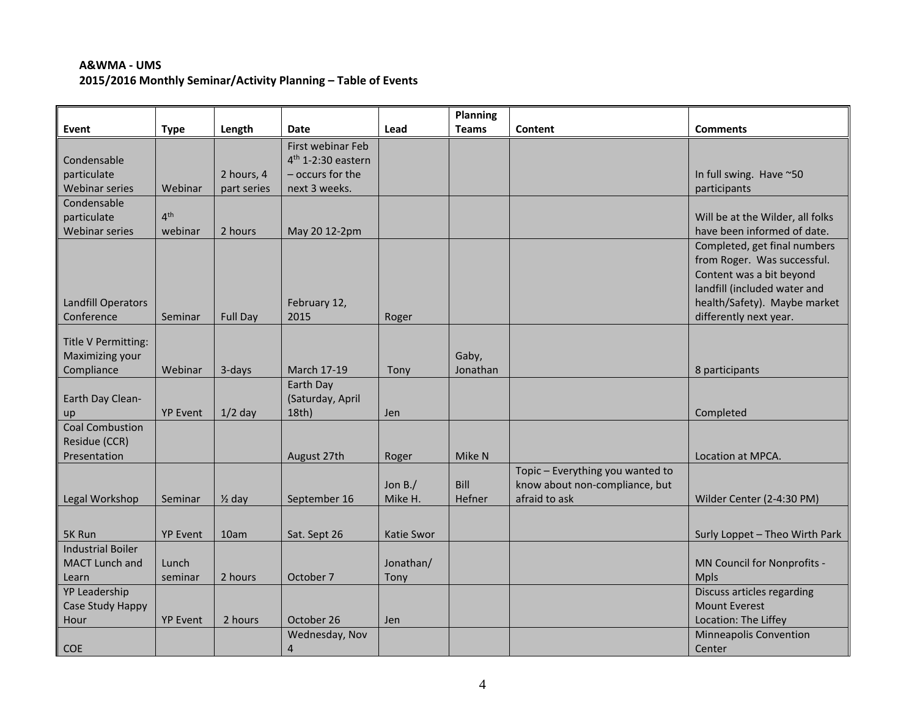**A&WMA - UMS**
**2015/2016 Monthly Seminar/Activity Planning – Table of Events**

| Event | Type | Length | Date | Lead | Planning Teams | Content | Comments |
|---|---|---|---|---|---|---|---|
| Condensable particulate Webinar series | Webinar | 2 hours, 4 part series | First webinar Feb 4th 1-2:30 eastern – occurs for the next 3 weeks. | | | | In full swing. Have ~50 participants |
| Condensable particulate Webinar series | 4th webinar | 2 hours | May 20 12-2pm | | | | Will be at the Wilder, all folks have been informed of date. |
| Landfill Operators Conference | Seminar | Full Day | February 12, 2015 | Roger | | | Completed, get final numbers from Roger. Was successful. Content was a bit beyond landfill (included water and health/Safety). Maybe market differently next year. |
| Title V Permitting: Maximizing your Compliance | Webinar | 3-days | March 17-19 | Tony | Gaby, Jonathan | | 8 participants |
| Earth Day Clean-up | YP Event | 1/2 day | Earth Day (Saturday, April 18th) | Jen | | | Completed |
| Coal Combustion Residue (CCR) Presentation | | | August 27th | Roger | Mike N | | Location at MPCA. |
| Legal Workshop | Seminar | ½ day | September 16 | Jon B./ Mike H. | Bill Hefner | Topic – Everything you wanted to know about non-compliance, but afraid to ask | Wilder Center (2-4:30 PM) |
| 5K Run | YP Event | 10am | Sat. Sept 26 | Katie Swor | | | Surly Loppet – Theo Wirth Park |
| Industrial Boiler MACT Lunch and Learn | Lunch seminar | 2 hours | October 7 | Jonathan/ Tony | | | MN Council for Nonprofits - Mpls |
| YP Leadership Case Study Happy Hour | YP Event | 2 hours | October 26 | Jen | | | Discuss articles regarding Mount Everest<br>Location: The Liffey |
| COE | | | Wednesday, Nov 4 | | | | Minneapolis Convention Center |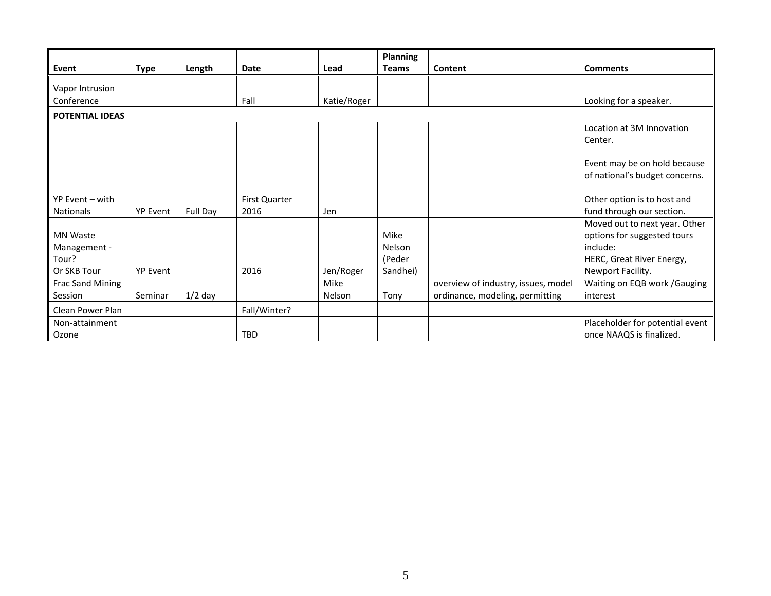| Event | Type | Length | Date | Lead | Planning Teams | Content | Comments |
|---|---|---|---|---|---|---|---|
| Vapor Intrusion Conference | | | Fall | Katie/Roger | | | Looking for a speaker. |
| **POTENTIAL IDEAS** | | | | | | | |
| YP Event – with Nationals | YP Event | Full Day | First Quarter 2016 | Jen | | | Location at 3M Innovation Center.<br><br>Event may be on hold because of national's budget concerns.<br><br>Other option is to host and fund through our section. |
| MN Waste Management - Tour? Or SKB Tour | YP Event | | 2016 | Jen/Roger | Mike Nelson (Peder Sandhei) | | Moved out to next year. Other options for suggested tours include:<br>HERC, Great River Energy, Newport Facility. |
| Frac Sand Mining Session | Seminar | 1/2 day | | Mike Nelson | Tony | overview of industry, issues, model ordinance, modeling, permitting | Waiting on EQB work /Gauging interest |
| Clean Power Plan | | | Fall/Winter? | | | | |
| Non-attainment Ozone | | | TBD | | | | Placeholder for potential event once NAAQS is finalized. |